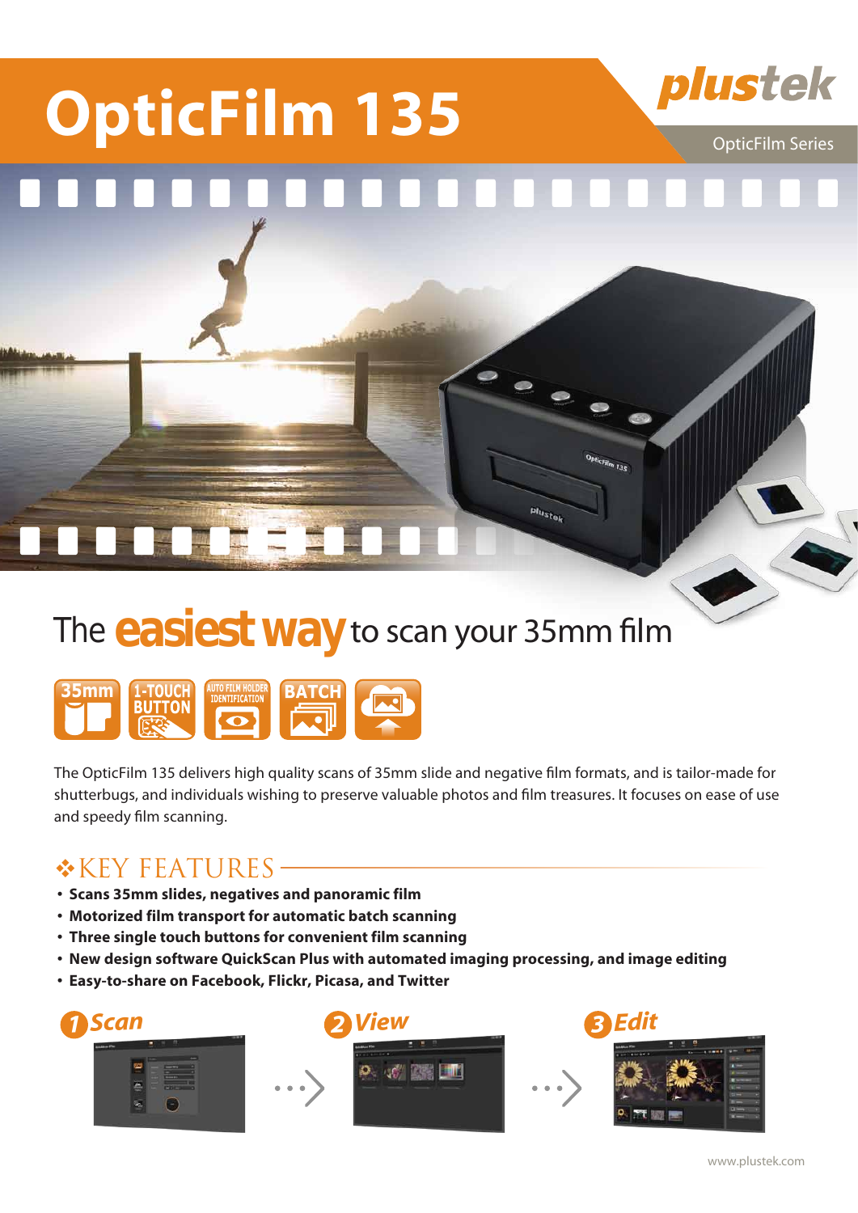# OpticFilm 135

plustek

OpticFilm Series

## The **easiest way** to scan your 35mm film

35mm | 1-TOUCH BUTTON | AUTO FILM HOLDER IDENTIFICATION | BATCH

The OpticFilm 135 delivers high quality scans of 35mm slide and negative film formats, and is tailor-made for shutterbugs, and individuals wishing to preserve valuable photos and film treasures. It focuses on ease of use and speedy film scanning.

## KEY FEATURES

- **Scans 35mm slides, negatives and panoramic film**
- **Motorized film transport for automatic batch scanning**
- **Three single touch buttons for convenient film scanning**
- **New design software QuickScan Plus with automated imaging processing, and image editing**
- **Easy-to-share on Facebook, Flickr, Picasa, and Twitter**

1 Scan → 2 View → 3 Edit

www.plustek.com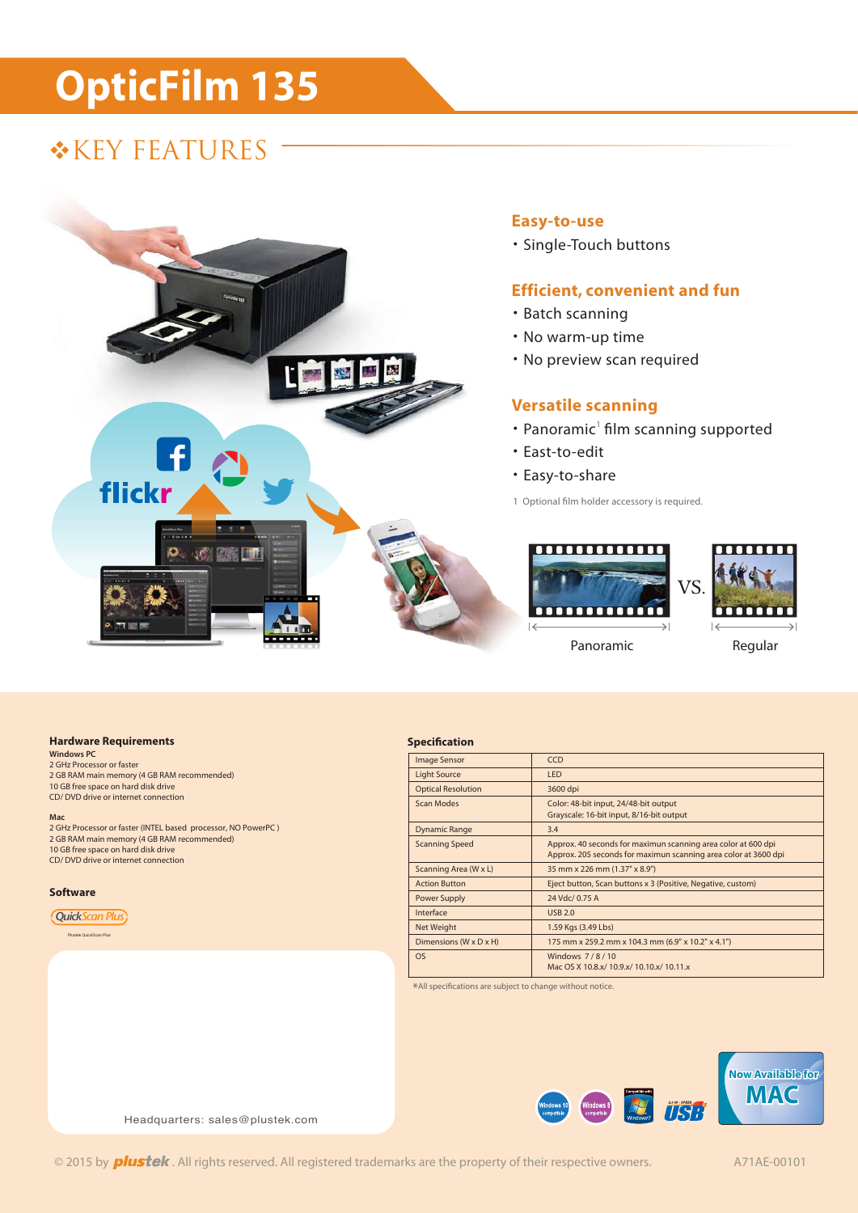# OpticFilm 135

## ❖KEY FEATURES

### Easy-to-use

- Single-Touch buttons

### Efficient, convenient and fun

- Batch scanning
- No warm-up time
- No preview scan required

### Versatile scanning

- Panoramic[1] film scanning supported
- East-to-edit
- Easy-to-share

1 Optional film holder accessory is required.

Panoramic VS. Regular

### Hardware Requirements

**Windows PC**
2 GHz Processor or faster
2 GB RAM main memory (4 GB RAM recommended)
10 GB free space on hard disk drive
CD/ DVD drive or internet connection

**Mac**
2 GHz Processor or faster (INTEL based processor, NO PowerPC )
2 GB RAM main memory (4 GB RAM recommended)
10 GB free space on hard disk drive
CD/ DVD drive or internet connection

### Software

QuickScan Plus

Plustek QuickScan Plus

### Specification

| | |
|---|---|
| Image Sensor | CCD |
| Light Source | LED |
| Optical Resolution | 3600 dpi |
| Scan Modes | Color: 48-bit input, 24/48-bit output<br>Grayscale: 16-bit input, 8/16-bit output |
| Dynamic Range | 3.4 |
| Scanning Speed | Approx. 40 seconds for maximun scanning area color at 600 dpi<br>Approx. 205 seconds for maximun scanning area color at 3600 dpi |
| Scanning Area (W x L) | 35 mm x 226 mm (1.37" x 8.9") |
| Action Button | Eject button, Scan buttons x 3 (Positive, Negative, custom) |
| Power Supply | 24 Vdc/ 0.75 A |
| Interface | USB 2.0 |
| Net Weight | 1.59 Kgs (3.49 Lbs) |
| Dimensions (W x D x H) | 175 mm x 259.2 mm x 104.3 mm (6.9" x 10.2" x 4.1") |
| OS | Windows 7 / 8 / 10<br>Mac OS X 10.8.x/ 10.9.x/ 10.10.x/ 10.11.x |

*All specifications are subject to change without notice.

Headquarters: sales@plustek.com

Now Available for MAC

© 2015 by plustek. All rights reserved. All registered trademarks are the property of their respective owners.

A71AE-00101